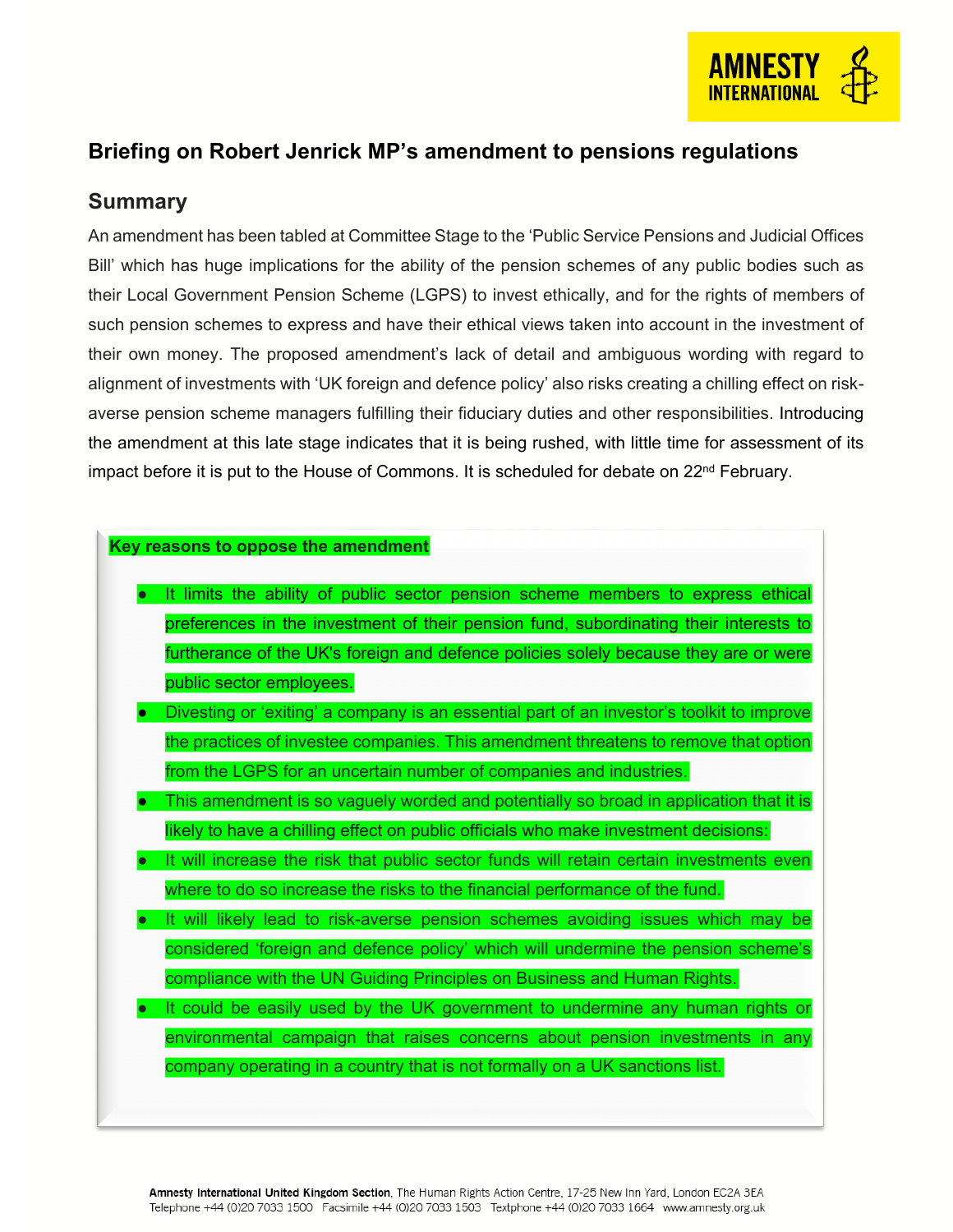# Briefing on Robert Jenrick MP's amendment to pensions regulations

## Summary

An amendment has been tabled at Committee Stage to the 'Public Service Pensions and Judicial Offices Bill' which has huge implications for the ability of the pension schemes of any public bodies such as their Local Government Pension Scheme (LGPS) to invest ethically, and for the rights of members of such pension schemes to express and have their ethical views taken into account in the investment of their own money. The proposed amendment's lack of detail and ambiguous wording with regard to alignment of investments with 'UK foreign and defence policy' also risks creating a chilling effect on risk-averse pension scheme managers fulfilling their fiduciary duties and other responsibilities. Introducing the amendment at this late stage indicates that it is being rushed, with little time for assessment of its impact before it is put to the House of Commons. It is scheduled for debate on 22nd February.

**Key reasons to oppose the amendment**

- It limits the ability of public sector pension scheme members to express ethical preferences in the investment of their pension fund, subordinating their interests to furtherance of the UK's foreign and defence policies solely because they are or were public sector employees.
- Divesting or 'exiting' a company is an essential part of an investor's toolkit to improve the practices of investee companies. This amendment threatens to remove that option from the LGPS for an uncertain number of companies and industries.
- This amendment is so vaguely worded and potentially so broad in application that it is likely to have a chilling effect on public officials who make investment decisions:
- It will increase the risk that public sector funds will retain certain investments even where to do so increase the risks to the financial performance of the fund.
- It will likely lead to risk-averse pension schemes avoiding issues which may be considered 'foreign and defence policy' which will undermine the pension scheme's compliance with the UN Guiding Principles on Business and Human Rights.
- It could be easily used by the UK government to undermine any human rights or environmental campaign that raises concerns about pension investments in any company operating in a country that is not formally on a UK sanctions list.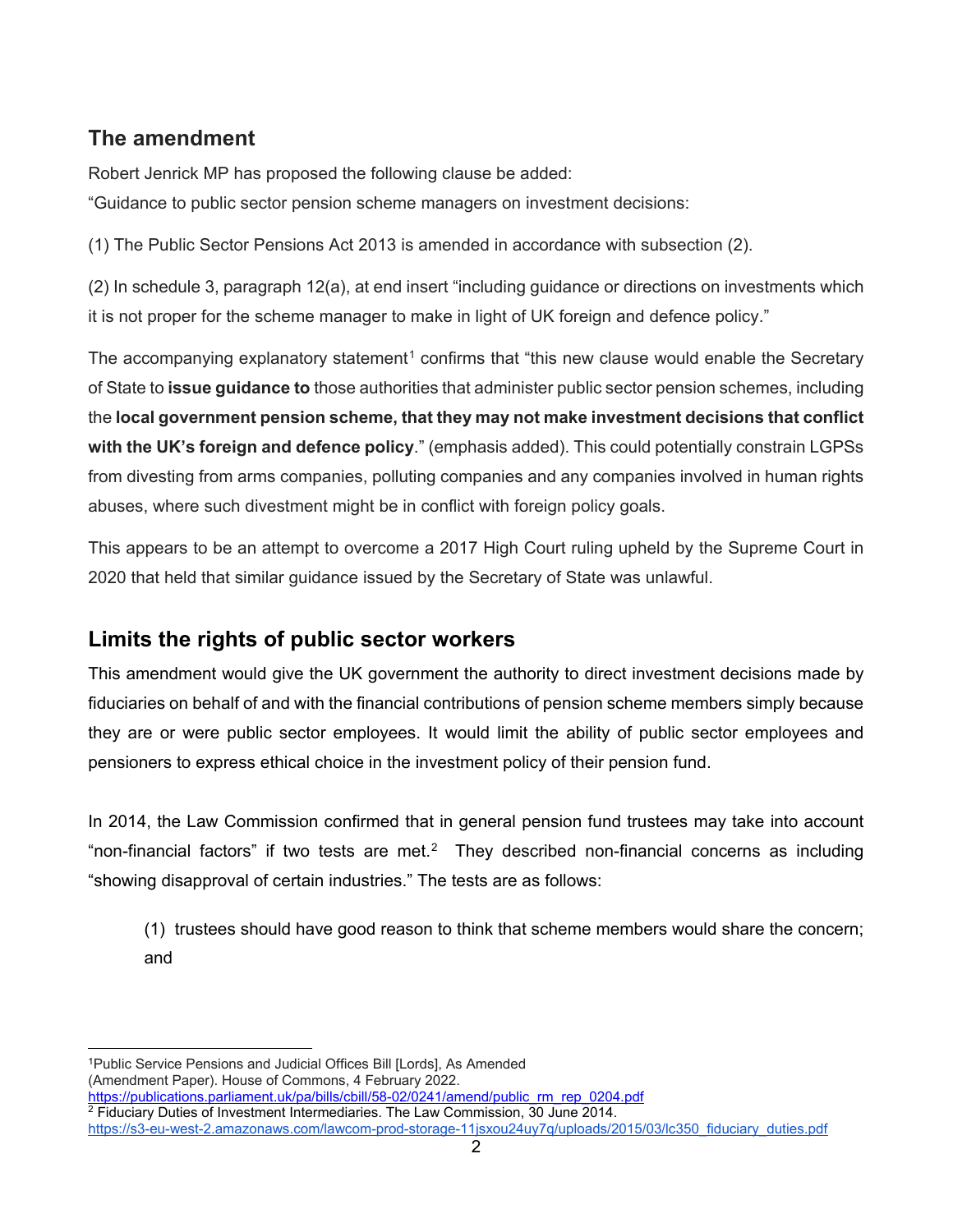## The amendment

Robert Jenrick MP has proposed the following clause be added:

"Guidance to public sector pension scheme managers on investment decisions:

(1) The Public Sector Pensions Act 2013 is amended in accordance with subsection (2).

(2) In schedule 3, paragraph 12(a), at end insert "including guidance or directions on investments which it is not proper for the scheme manager to make in light of UK foreign and defence policy."

The accompanying explanatory statement[1] confirms that "this new clause would enable the Secretary of State to **issue guidance to** those authorities that administer public sector pension schemes, including the **local government pension scheme, that they may not make investment decisions that conflict with the UK's foreign and defence policy**." (emphasis added). This could potentially constrain LGPSs from divesting from arms companies, polluting companies and any companies involved in human rights abuses, where such divestment might be in conflict with foreign policy goals.

This appears to be an attempt to overcome a 2017 High Court ruling upheld by the Supreme Court in 2020 that held that similar guidance issued by the Secretary of State was unlawful.

## Limits the rights of public sector workers

This amendment would give the UK government the authority to direct investment decisions made by fiduciaries on behalf of and with the financial contributions of pension scheme members simply because they are or were public sector employees. It would limit the ability of public sector employees and pensioners to express ethical choice in the investment policy of their pension fund.

In 2014, the Law Commission confirmed that in general pension fund trustees may take into account "non-financial factors" if two tests are met.[2] They described non-financial concerns as including "showing disapproval of certain industries." The tests are as follows:

> (1) trustees should have good reason to think that scheme members would share the concern; and

---

[1] Public Service Pensions and Judicial Offices Bill [Lords], As Amended (Amendment Paper). House of Commons, 4 February 2022. https://publications.parliament.uk/pa/bills/cbill/58-02/0241/amend/public_rm_rep_0204.pdf

[2] Fiduciary Duties of Investment Intermediaries. The Law Commission, 30 June 2014. https://s3-eu-west-2.amazonaws.com/lawcom-prod-storage-11jsxou24uy7q/uploads/2015/03/lc350_fiduciary_duties.pdf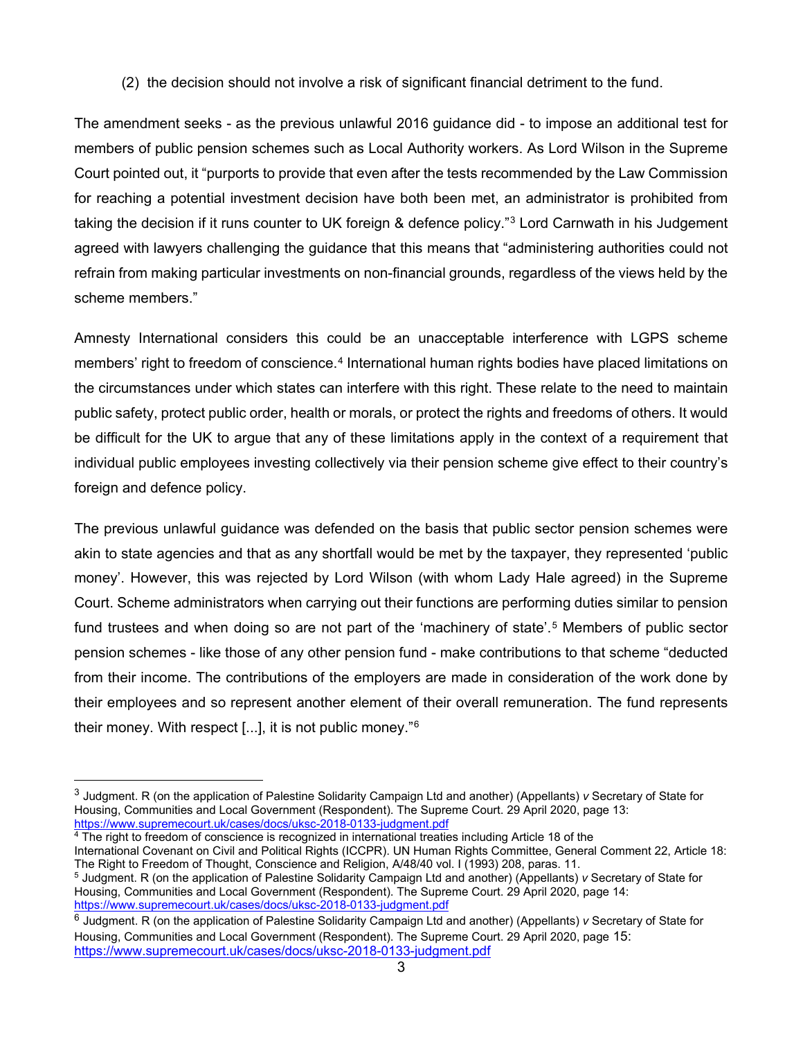(2) the decision should not involve a risk of significant financial detriment to the fund.

The amendment seeks - as the previous unlawful 2016 guidance did - to impose an additional test for members of public pension schemes such as Local Authority workers. As Lord Wilson in the Supreme Court pointed out, it "purports to provide that even after the tests recommended by the Law Commission for reaching a potential investment decision have both been met, an administrator is prohibited from taking the decision if it runs counter to UK foreign & defence policy."[3] Lord Carnwath in his Judgement agreed with lawyers challenging the guidance that this means that "administering authorities could not refrain from making particular investments on non-financial grounds, regardless of the views held by the scheme members."

Amnesty International considers this could be an unacceptable interference with LGPS scheme members' right to freedom of conscience.[4] International human rights bodies have placed limitations on the circumstances under which states can interfere with this right. These relate to the need to maintain public safety, protect public order, health or morals, or protect the rights and freedoms of others. It would be difficult for the UK to argue that any of these limitations apply in the context of a requirement that individual public employees investing collectively via their pension scheme give effect to their country's foreign and defence policy.

The previous unlawful guidance was defended on the basis that public sector pension schemes were akin to state agencies and that as any shortfall would be met by the taxpayer, they represented 'public money'. However, this was rejected by Lord Wilson (with whom Lady Hale agreed) in the Supreme Court. Scheme administrators when carrying out their functions are performing duties similar to pension fund trustees and when doing so are not part of the 'machinery of state'.[5] Members of public sector pension schemes - like those of any other pension fund - make contributions to that scheme "deducted from their income. The contributions of the employers are made in consideration of the work done by their employees and so represent another element of their overall remuneration. The fund represents their money. With respect [...], it is not public money."[6]

---

[3] Judgment. R (on the application of Palestine Solidarity Campaign Ltd and another) (Appellants) *v* Secretary of State for Housing, Communities and Local Government (Respondent). The Supreme Court. 29 April 2020, page 13: https://www.supremecourt.uk/cases/docs/uksc-2018-0133-judgment.pdf

[4] The right to freedom of conscience is recognized in international treaties including Article 18 of the International Covenant on Civil and Political Rights (ICCPR). UN Human Rights Committee, General Comment 22, Article 18: The Right to Freedom of Thought, Conscience and Religion, A/48/40 vol. I (1993) 208, paras. 11.

[5] Judgment. R (on the application of Palestine Solidarity Campaign Ltd and another) (Appellants) *v* Secretary of State for Housing, Communities and Local Government (Respondent). The Supreme Court. 29 April 2020, page 14: https://www.supremecourt.uk/cases/docs/uksc-2018-0133-judgment.pdf

[6] Judgment. R (on the application of Palestine Solidarity Campaign Ltd and another) (Appellants) *v* Secretary of State for Housing, Communities and Local Government (Respondent). The Supreme Court. 29 April 2020, page 15: https://www.supremecourt.uk/cases/docs/uksc-2018-0133-judgment.pdf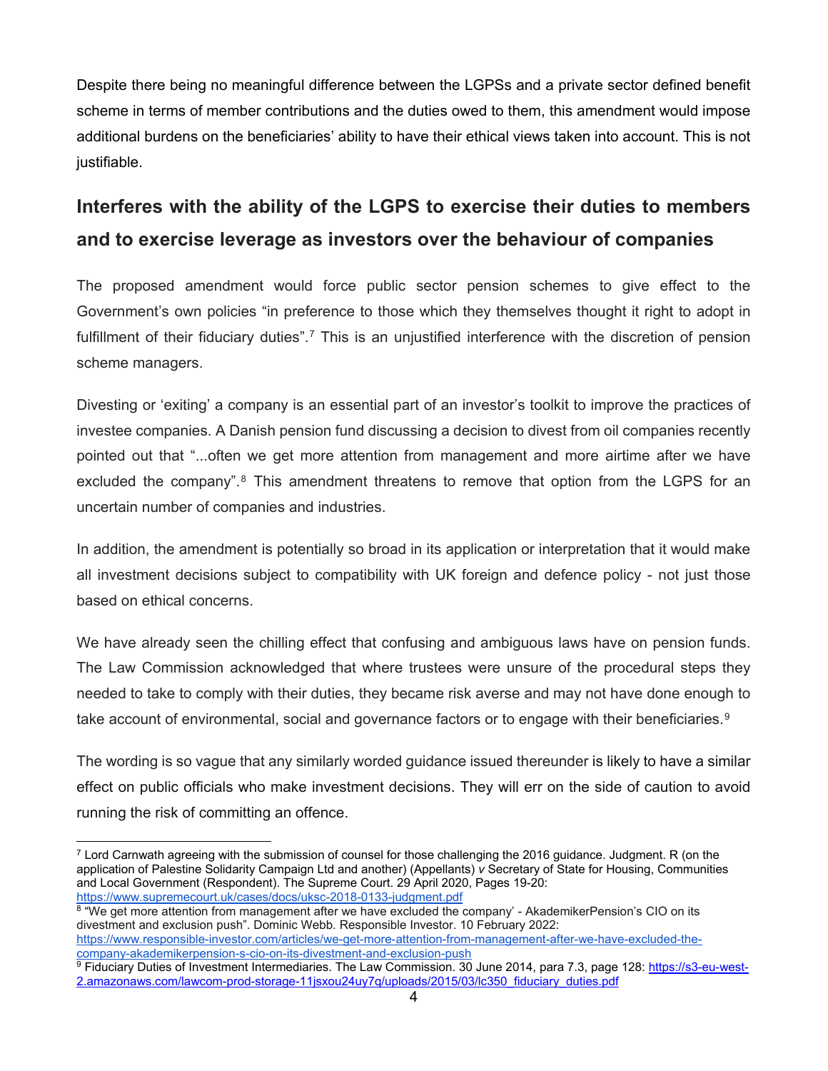Despite there being no meaningful difference between the LGPSs and a private sector defined benefit scheme in terms of member contributions and the duties owed to them, this amendment would impose additional burdens on the beneficiaries' ability to have their ethical views taken into account. This is not justifiable.

## Interferes with the ability of the LGPS to exercise their duties to members and to exercise leverage as investors over the behaviour of companies

The proposed amendment would force public sector pension schemes to give effect to the Government's own policies "in preference to those which they themselves thought it right to adopt in fulfillment of their fiduciary duties".[7] This is an unjustified interference with the discretion of pension scheme managers.

Divesting or 'exiting' a company is an essential part of an investor's toolkit to improve the practices of investee companies. A Danish pension fund discussing a decision to divest from oil companies recently pointed out that "...often we get more attention from management and more airtime after we have excluded the company".[8] This amendment threatens to remove that option from the LGPS for an uncertain number of companies and industries.

In addition, the amendment is potentially so broad in its application or interpretation that it would make all investment decisions subject to compatibility with UK foreign and defence policy - not just those based on ethical concerns.

We have already seen the chilling effect that confusing and ambiguous laws have on pension funds. The Law Commission acknowledged that where trustees were unsure of the procedural steps they needed to take to comply with their duties, they became risk averse and may not have done enough to take account of environmental, social and governance factors or to engage with their beneficiaries.[9]

The wording is so vague that any similarly worded guidance issued thereunder is likely to have a similar effect on public officials who make investment decisions. They will err on the side of caution to avoid running the risk of committing an offence.

---

[7] Lord Carnwath agreeing with the submission of counsel for those challenging the 2016 guidance. Judgment. R (on the application of Palestine Solidarity Campaign Ltd and another) (Appellants) *v* Secretary of State for Housing, Communities and Local Government (Respondent). The Supreme Court. 29 April 2020, Pages 19-20: https://www.supremecourt.uk/cases/docs/uksc-2018-0133-judgment.pdf

[8] "We get more attention from management after we have excluded the company' - AkademikerPension's CIO on its divestment and exclusion push". Dominic Webb. Responsible Investor. 10 February 2022: https://www.responsible-investor.com/articles/we-get-more-attention-from-management-after-we-have-excluded-the-company-akademikerpension-s-cio-on-its-divestment-and-exclusion-push

[9] Fiduciary Duties of Investment Intermediaries. The Law Commission. 30 June 2014, para 7.3, page 128: https://s3-eu-west-2.amazonaws.com/lawcom-prod-storage-11jsxou24uy7q/uploads/2015/03/lc350_fiduciary_duties.pdf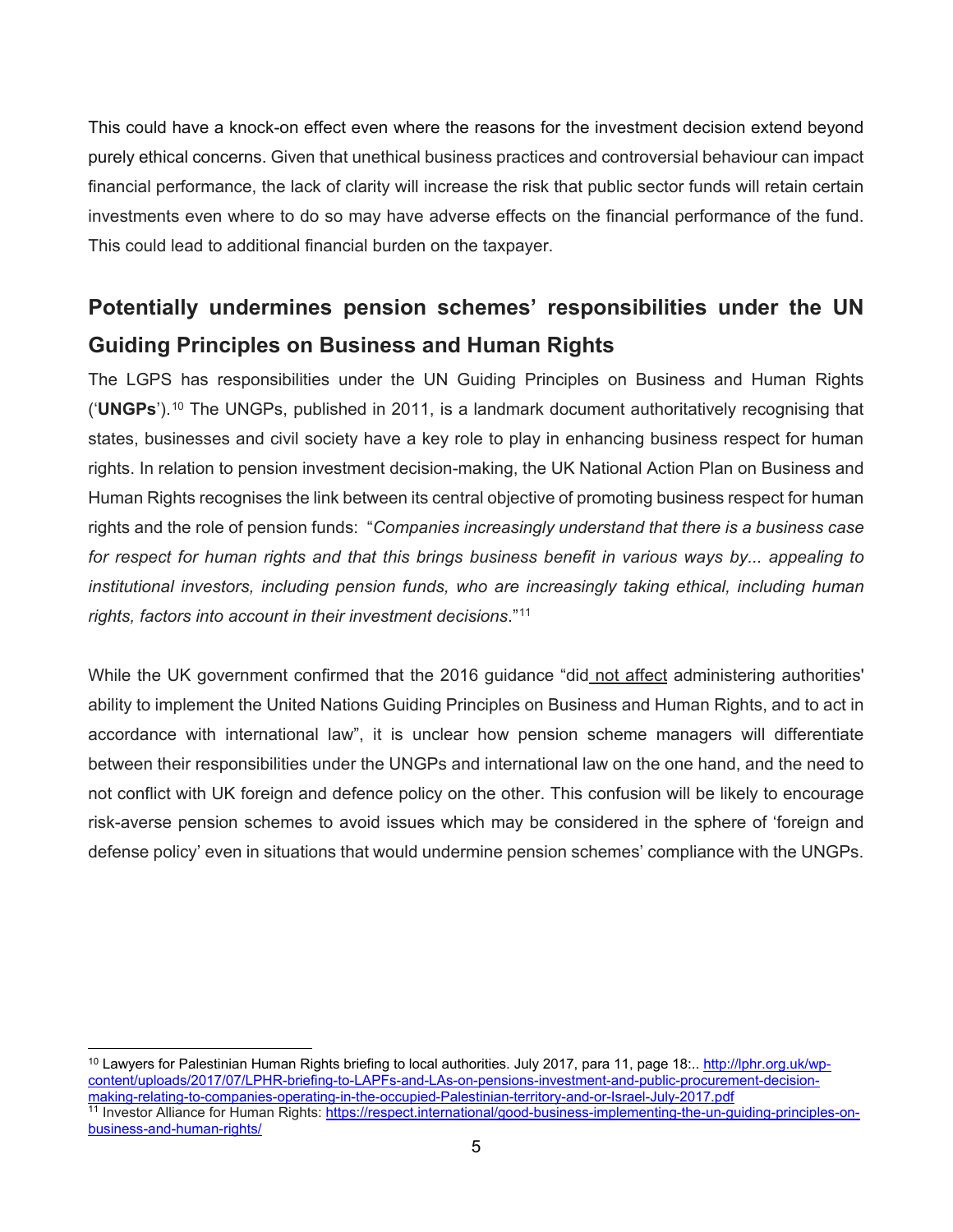This could have a knock-on effect even where the reasons for the investment decision extend beyond purely ethical concerns. Given that unethical business practices and controversial behaviour can impact financial performance, the lack of clarity will increase the risk that public sector funds will retain certain investments even where to do so may have adverse effects on the financial performance of the fund. This could lead to additional financial burden on the taxpayer.

## Potentially undermines pension schemes' responsibilities under the UN Guiding Principles on Business and Human Rights

The LGPS has responsibilities under the UN Guiding Principles on Business and Human Rights ('**UNGPs**').[10] The UNGPs, published in 2011, is a landmark document authoritatively recognising that states, businesses and civil society have a key role to play in enhancing business respect for human rights. In relation to pension investment decision-making, the UK National Action Plan on Business and Human Rights recognises the link between its central objective of promoting business respect for human rights and the role of pension funds: "*Companies increasingly understand that there is a business case for respect for human rights and that this brings business benefit in various ways by... appealing to institutional investors, including pension funds, who are increasingly taking ethical, including human rights, factors into account in their investment decisions*."[11]

While the UK government confirmed that the 2016 guidance "did not affect administering authorities' ability to implement the United Nations Guiding Principles on Business and Human Rights, and to act in accordance with international law", it is unclear how pension scheme managers will differentiate between their responsibilities under the UNGPs and international law on the one hand, and the need to not conflict with UK foreign and defence policy on the other. This confusion will be likely to encourage risk-averse pension schemes to avoid issues which may be considered in the sphere of 'foreign and defense policy' even in situations that would undermine pension schemes' compliance with the UNGPs.

---

[10] Lawyers for Palestinian Human Rights briefing to local authorities. July 2017, para 11, page 18:.. http://lphr.org.uk/wp-content/uploads/2017/07/LPHR-briefing-to-LAPFs-and-LAs-on-pensions-investment-and-public-procurement-decision-making-relating-to-companies-operating-in-the-occupied-Palestinian-territory-and-or-Israel-July-2017.pdf

[11] Investor Alliance for Human Rights: https://respect.international/good-business-implementing-the-un-guiding-principles-on-business-and-human-rights/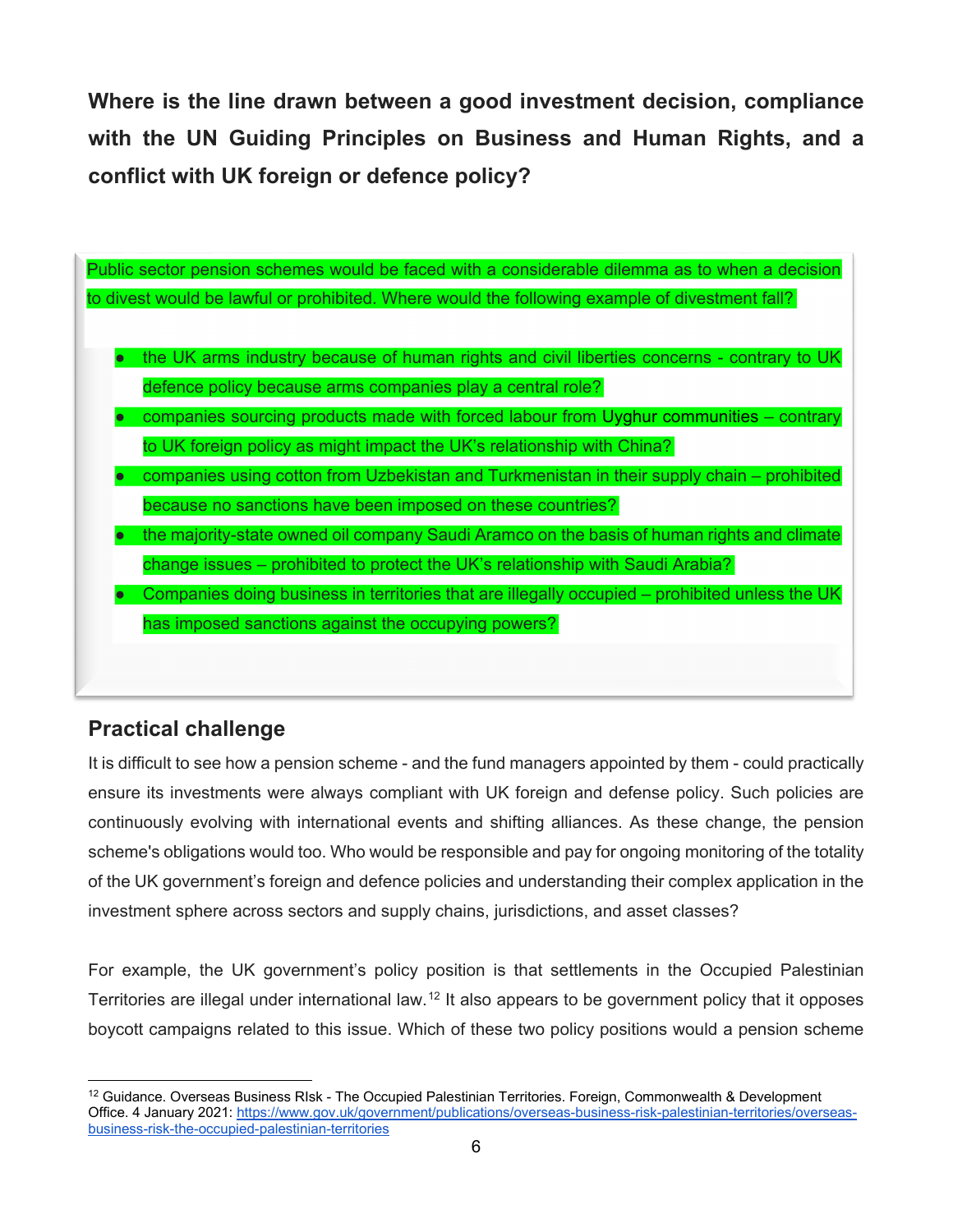**Where is the line drawn between a good investment decision, compliance with the UN Guiding Principles on Business and Human Rights, and a conflict with UK foreign or defence policy?**

Public sector pension schemes would be faced with a considerable dilemma as to when a decision to divest would be lawful or prohibited. Where would the following example of divestment fall?

- the UK arms industry because of human rights and civil liberties concerns - contrary to UK defence policy because arms companies play a central role?
- companies sourcing products made with forced labour from Uyghur communities – contrary to UK foreign policy as might impact the UK's relationship with China?
- companies using cotton from Uzbekistan and Turkmenistan in their supply chain – prohibited because no sanctions have been imposed on these countries?
- the majority-state owned oil company Saudi Aramco on the basis of human rights and climate change issues – prohibited to protect the UK's relationship with Saudi Arabia?
- Companies doing business in territories that are illegally occupied – prohibited unless the UK has imposed sanctions against the occupying powers?

## Practical challenge

It is difficult to see how a pension scheme - and the fund managers appointed by them - could practically ensure its investments were always compliant with UK foreign and defense policy. Such policies are continuously evolving with international events and shifting alliances. As these change, the pension scheme's obligations would too. Who would be responsible and pay for ongoing monitoring of the totality of the UK government's foreign and defence policies and understanding their complex application in the investment sphere across sectors and supply chains, jurisdictions, and asset classes?

For example, the UK government's policy position is that settlements in the Occupied Palestinian Territories are illegal under international law.[12] It also appears to be government policy that it opposes boycott campaigns related to this issue. Which of these two policy positions would a pension scheme

[12] Guidance. Overseas Business RIsk - The Occupied Palestinian Territories. Foreign, Commonwealth & Development Office. 4 January 2021: https://www.gov.uk/government/publications/overseas-business-risk-palestinian-territories/overseas-business-risk-the-occupied-palestinian-territories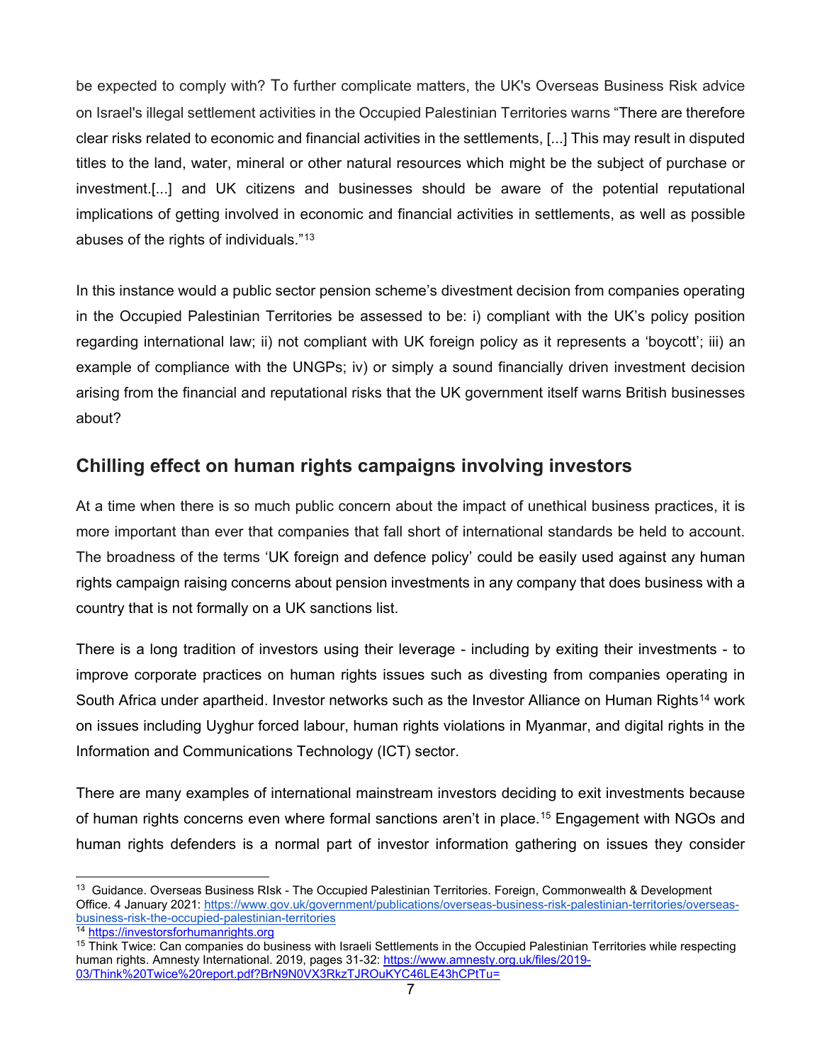be expected to comply with? To further complicate matters, the UK's Overseas Business Risk advice on Israel's illegal settlement activities in the Occupied Palestinian Territories warns "There are therefore clear risks related to economic and financial activities in the settlements, [...] This may result in disputed titles to the land, water, mineral or other natural resources which might be the subject of purchase or investment.[...] and UK citizens and businesses should be aware of the potential reputational implications of getting involved in economic and financial activities in settlements, as well as possible abuses of the rights of individuals."[13]

In this instance would a public sector pension scheme's divestment decision from companies operating in the Occupied Palestinian Territories be assessed to be: i) compliant with the UK's policy position regarding international law; ii) not compliant with UK foreign policy as it represents a 'boycott'; iii) an example of compliance with the UNGPs; iv) or simply a sound financially driven investment decision arising from the financial and reputational risks that the UK government itself warns British businesses about?

## Chilling effect on human rights campaigns involving investors

At a time when there is so much public concern about the impact of unethical business practices, it is more important than ever that companies that fall short of international standards be held to account. The broadness of the terms 'UK foreign and defence policy' could be easily used against any human rights campaign raising concerns about pension investments in any company that does business with a country that is not formally on a UK sanctions list.

There is a long tradition of investors using their leverage - including by exiting their investments - to improve corporate practices on human rights issues such as divesting from companies operating in South Africa under apartheid. Investor networks such as the Investor Alliance on Human Rights[14] work on issues including Uyghur forced labour, human rights violations in Myanmar, and digital rights in the Information and Communications Technology (ICT) sector.

There are many examples of international mainstream investors deciding to exit investments because of human rights concerns even where formal sanctions aren't in place.[15] Engagement with NGOs and human rights defenders is a normal part of investor information gathering on issues they consider

---

[13] Guidance. Overseas Business RIsk - The Occupied Palestinian Territories. Foreign, Commonwealth & Development Office. 4 January 2021: https://www.gov.uk/government/publications/overseas-business-risk-palestinian-territories/overseas-business-risk-the-occupied-palestinian-territories

[14] https://investorsforhumanrights.org

[15] Think Twice: Can companies do business with Israeli Settlements in the Occupied Palestinian Territories while respecting human rights. Amnesty International. 2019, pages 31-32: https://www.amnesty.org.uk/files/2019-03/Think%20Twice%20report.pdf?BrN9N0VX3RkzTJROuKYC46LE43hCPtTu=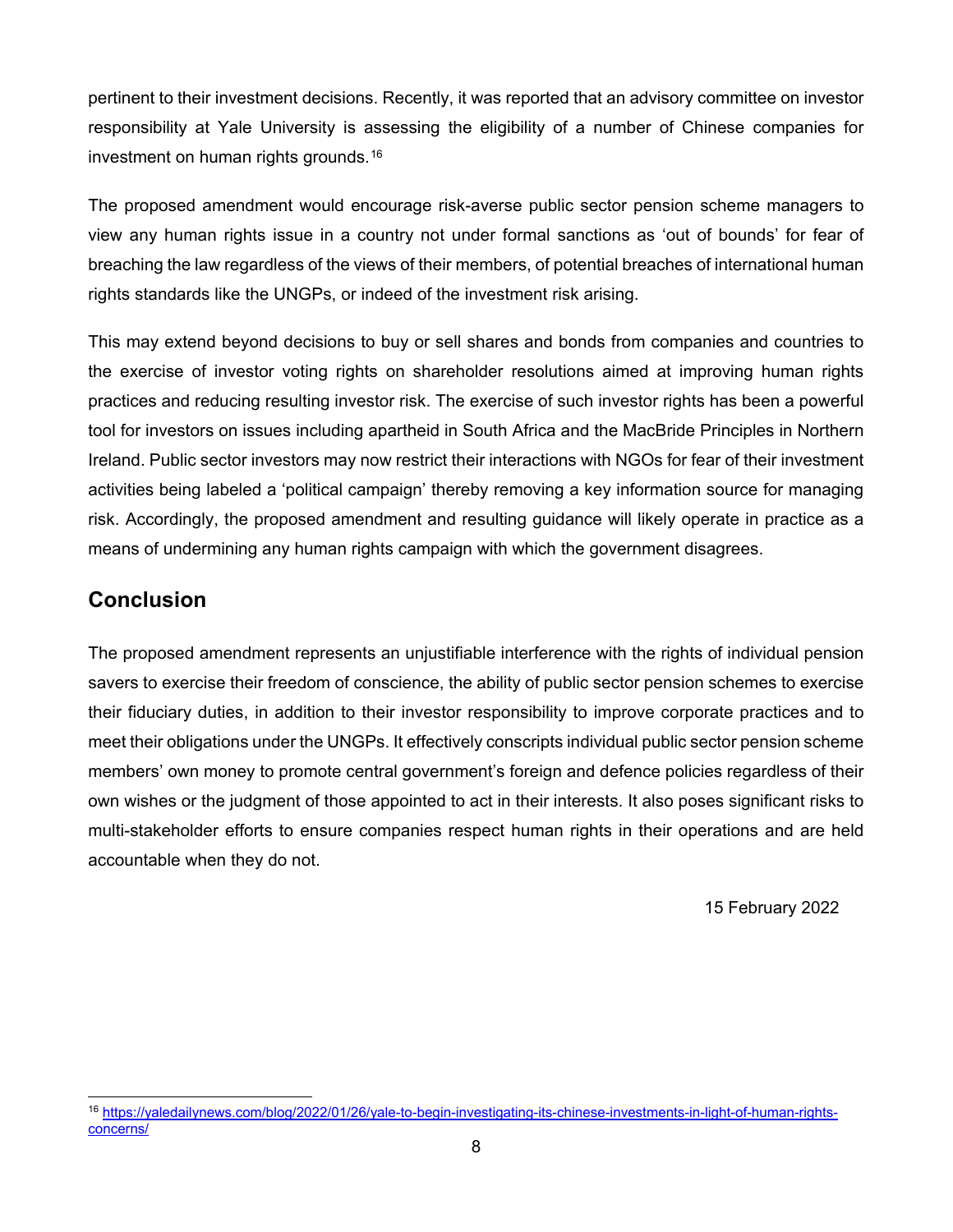pertinent to their investment decisions. Recently, it was reported that an advisory committee on investor responsibility at Yale University is assessing the eligibility of a number of Chinese companies for investment on human rights grounds.[16]

The proposed amendment would encourage risk-averse public sector pension scheme managers to view any human rights issue in a country not under formal sanctions as 'out of bounds' for fear of breaching the law regardless of the views of their members, of potential breaches of international human rights standards like the UNGPs, or indeed of the investment risk arising.

This may extend beyond decisions to buy or sell shares and bonds from companies and countries to the exercise of investor voting rights on shareholder resolutions aimed at improving human rights practices and reducing resulting investor risk. The exercise of such investor rights has been a powerful tool for investors on issues including apartheid in South Africa and the MacBride Principles in Northern Ireland. Public sector investors may now restrict their interactions with NGOs for fear of their investment activities being labeled a 'political campaign' thereby removing a key information source for managing risk. Accordingly, the proposed amendment and resulting guidance will likely operate in practice as a means of undermining any human rights campaign with which the government disagrees.

## Conclusion

The proposed amendment represents an unjustifiable interference with the rights of individual pension savers to exercise their freedom of conscience, the ability of public sector pension schemes to exercise their fiduciary duties, in addition to their investor responsibility to improve corporate practices and to meet their obligations under the UNGPs. It effectively conscripts individual public sector pension scheme members' own money to promote central government's foreign and defence policies regardless of their own wishes or the judgment of those appointed to act in their interests. It also poses significant risks to multi-stakeholder efforts to ensure companies respect human rights in their operations and are held accountable when they do not.

15 February 2022

[16] https://yaledailynews.com/blog/2022/01/26/yale-to-begin-investigating-its-chinese-investments-in-light-of-human-rights-concerns/